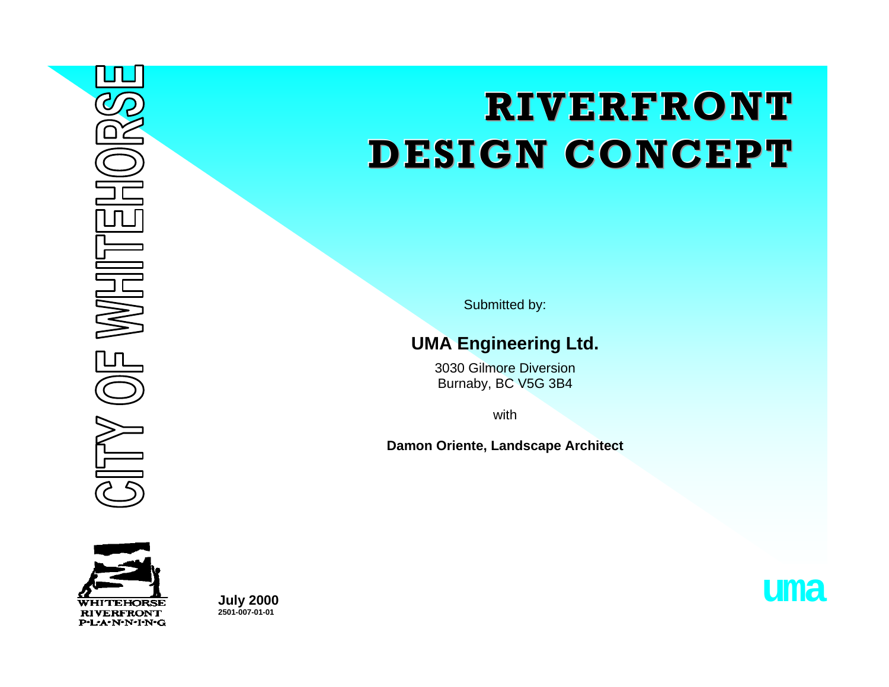CITY OF WHITEHORSE

# RIVERFRONT DESIGN CONCEPT

Submitted by:

**UMA Engineering Ltd.**

3030 Gilmore Diversion
Burnaby, BC V5G 3B4

with

**Damon Oriente, Landscape Architect**

WHITEHORSE RIVERFRONT P·L·A·N·N·I·N·G

**July 2000**
**2501-007-01-01**

uma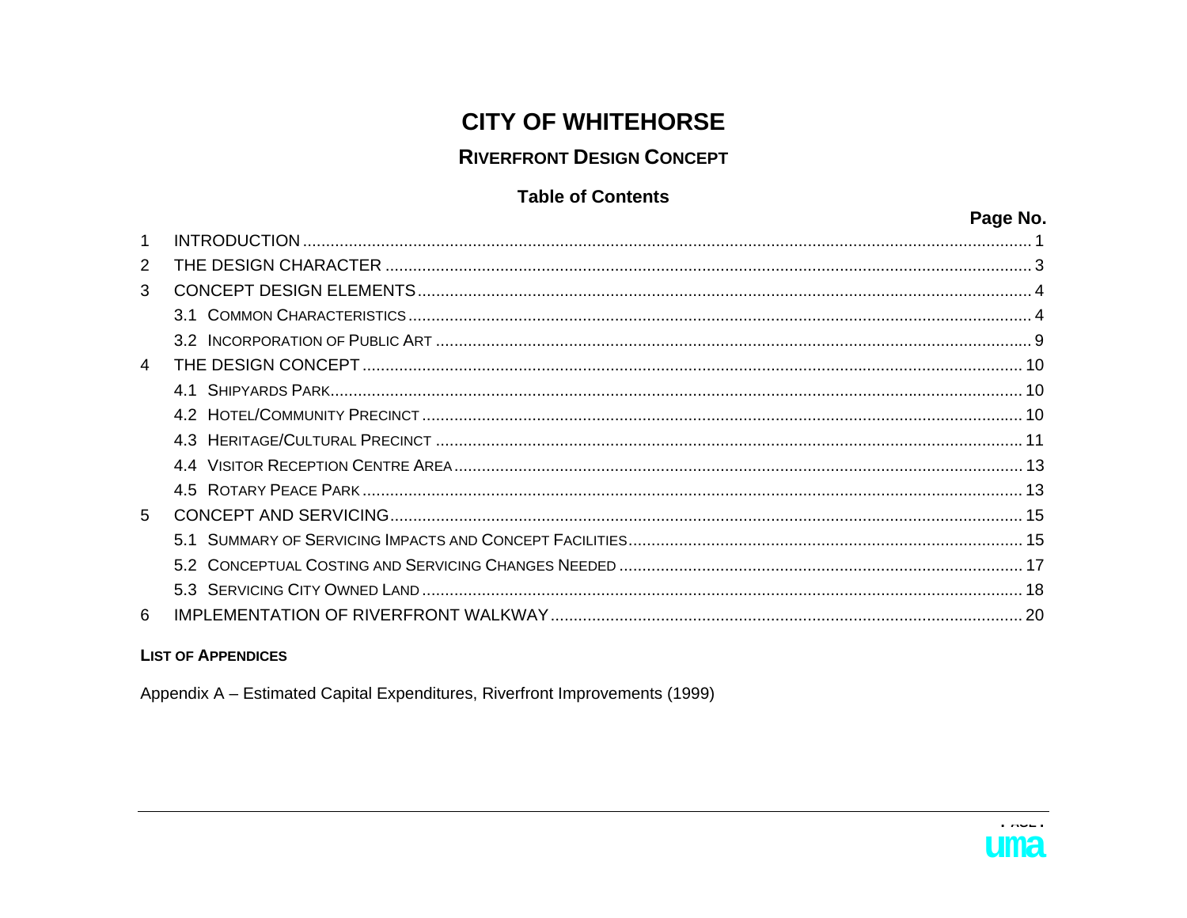# CITY OF WHITEHORSE

## RIVERFRONT DESIGN CONCEPT

### Table of Contents

| | | Page No. |
|---|---|---|
| 1 | INTRODUCTION | 1 |
| 2 | THE DESIGN CHARACTER | 3 |
| 3 | CONCEPT DESIGN ELEMENTS | 4 |
| | 3.1 COMMON CHARACTERISTICS | 4 |
| | 3.2 INCORPORATION OF PUBLIC ART | 9 |
| 4 | THE DESIGN CONCEPT | 10 |
| | 4.1 SHIPYARDS PARK | 10 |
| | 4.2 HOTEL/COMMUNITY PRECINCT | 10 |
| | 4.3 HERITAGE/CULTURAL PRECINCT | 11 |
| | 4.4 VISITOR RECEPTION CENTRE AREA | 13 |
| | 4.5 ROTARY PEACE PARK | 13 |
| 5 | CONCEPT AND SERVICING | 15 |
| | 5.1 SUMMARY OF SERVICING IMPACTS AND CONCEPT FACILITIES | 15 |
| | 5.2 CONCEPTUAL COSTING AND SERVICING CHANGES NEEDED | 17 |
| | 5.3 SERVICING CITY OWNED LAND | 18 |
| 6 | IMPLEMENTATION OF RIVERFRONT WALKWAY | 20 |

**LIST OF APPENDICES**

Appendix A – Estimated Capital Expenditures, Riverfront Improvements (1999)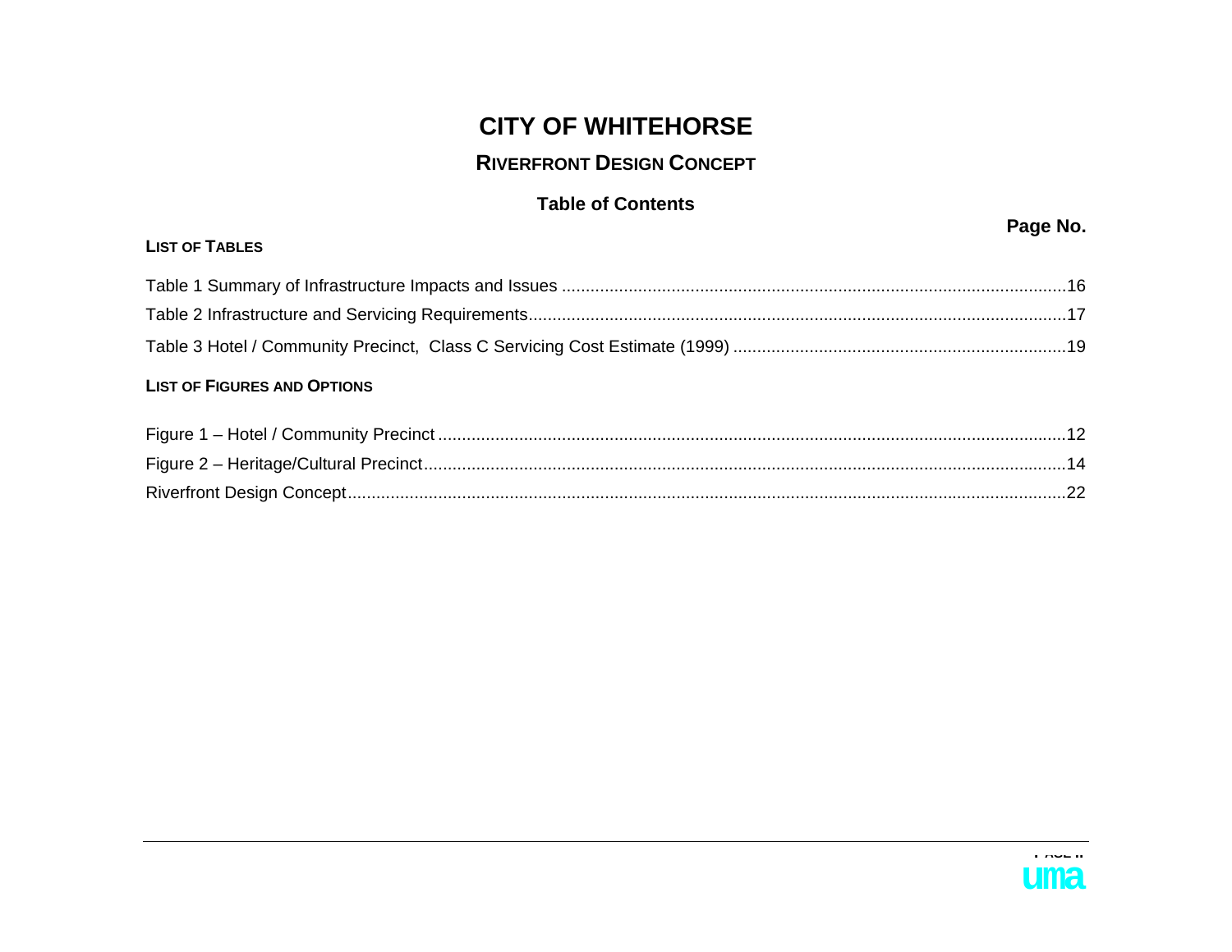# CITY OF WHITEHORSE

## RIVERFRONT DESIGN CONCEPT

### Table of Contents

**Page No.**

**LIST OF TABLES**

Table 1 Summary of Infrastructure Impacts and Issues ....................16

Table 2 Infrastructure and Servicing Requirements....................17

Table 3 Hotel / Community Precinct, Class C Servicing Cost Estimate (1999) ....................19

**LIST OF FIGURES AND OPTIONS**

Figure 1 – Hotel / Community Precinct ....................12

Figure 2 – Heritage/Cultural Precinct....................14

Riverfront Design Concept....................22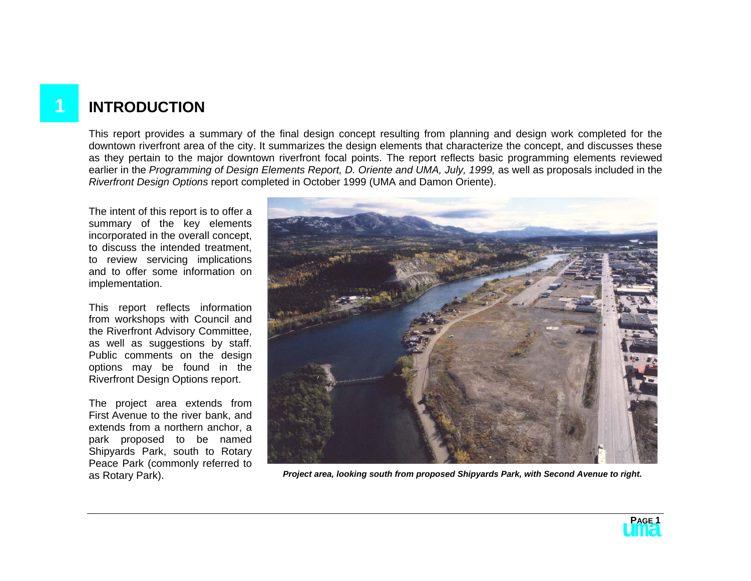# 1 INTRODUCTION

This report provides a summary of the final design concept resulting from planning and design work completed for the downtown riverfront area of the city. It summarizes the design elements that characterize the concept, and discusses these as they pertain to the major downtown riverfront focal points. The report reflects basic programming elements reviewed earlier in the *Programming of Design Elements Report, D. Oriente and UMA, July, 1999,* as well as proposals included in the *Riverfront Design Options* report completed in October 1999 (UMA and Damon Oriente).

The intent of this report is to offer a summary of the key elements incorporated in the overall concept, to discuss the intended treatment, to review servicing implications and to offer some information on implementation.

This report reflects information from workshops with Council and the Riverfront Advisory Committee, as well as suggestions by staff. Public comments on the design options may be found in the Riverfront Design Options report.

The project area extends from First Avenue to the river bank, and extends from a northern anchor, a park proposed to be named Shipyards Park, south to Rotary Peace Park (commonly referred to as Rotary Park).

***Project area, looking south from proposed Shipyards Park, with Second Avenue to right.***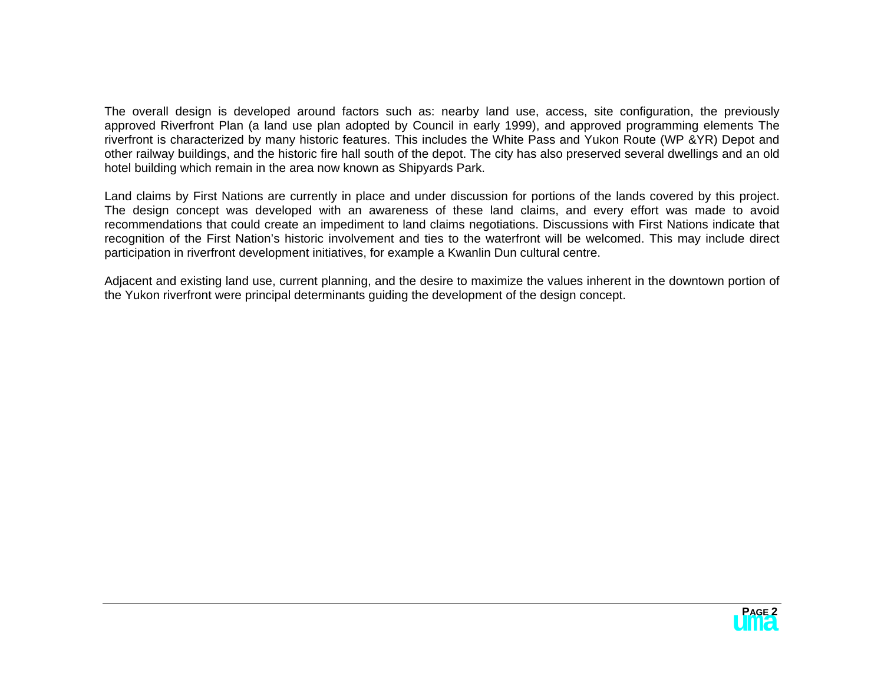The overall design is developed around factors such as: nearby land use, access, site configuration, the previously approved Riverfront Plan (a land use plan adopted by Council in early 1999), and approved programming elements The riverfront is characterized by many historic features. This includes the White Pass and Yukon Route (WP &YR) Depot and other railway buildings, and the historic fire hall south of the depot. The city has also preserved several dwellings and an old hotel building which remain in the area now known as Shipyards Park.

Land claims by First Nations are currently in place and under discussion for portions of the lands covered by this project. The design concept was developed with an awareness of these land claims, and every effort was made to avoid recommendations that could create an impediment to land claims negotiations. Discussions with First Nations indicate that recognition of the First Nation's historic involvement and ties to the waterfront will be welcomed. This may include direct participation in riverfront development initiatives, for example a Kwanlin Dun cultural centre.

Adjacent and existing land use, current planning, and the desire to maximize the values inherent in the downtown portion of the Yukon riverfront were principal determinants guiding the development of the design concept.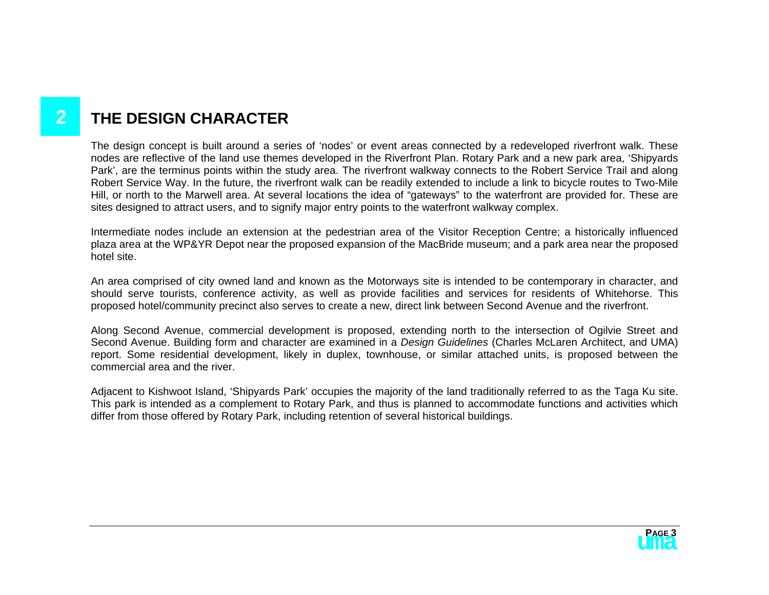# 2 THE DESIGN CHARACTER

The design concept is built around a series of 'nodes' or event areas connected by a redeveloped riverfront walk. These nodes are reflective of the land use themes developed in the Riverfront Plan. Rotary Park and a new park area, 'Shipyards Park', are the terminus points within the study area. The riverfront walkway connects to the Robert Service Trail and along Robert Service Way. In the future, the riverfront walk can be readily extended to include a link to bicycle routes to Two-Mile Hill, or north to the Marwell area. At several locations the idea of "gateways" to the waterfront are provided for. These are sites designed to attract users, and to signify major entry points to the waterfront walkway complex.

Intermediate nodes include an extension at the pedestrian area of the Visitor Reception Centre; a historically influenced plaza area at the WP&YR Depot near the proposed expansion of the MacBride museum; and a park area near the proposed hotel site.

An area comprised of city owned land and known as the Motorways site is intended to be contemporary in character, and should serve tourists, conference activity, as well as provide facilities and services for residents of Whitehorse. This proposed hotel/community precinct also serves to create a new, direct link between Second Avenue and the riverfront.

Along Second Avenue, commercial development is proposed, extending north to the intersection of Ogilvie Street and Second Avenue. Building form and character are examined in a *Design Guidelines* (Charles McLaren Architect, and UMA) report. Some residential development, likely in duplex, townhouse, or similar attached units, is proposed between the commercial area and the river.

Adjacent to Kishwoot Island, 'Shipyards Park' occupies the majority of the land traditionally referred to as the Taga Ku site. This park is intended as a complement to Rotary Park, and thus is planned to accommodate functions and activities which differ from those offered by Rotary Park, including retention of several historical buildings.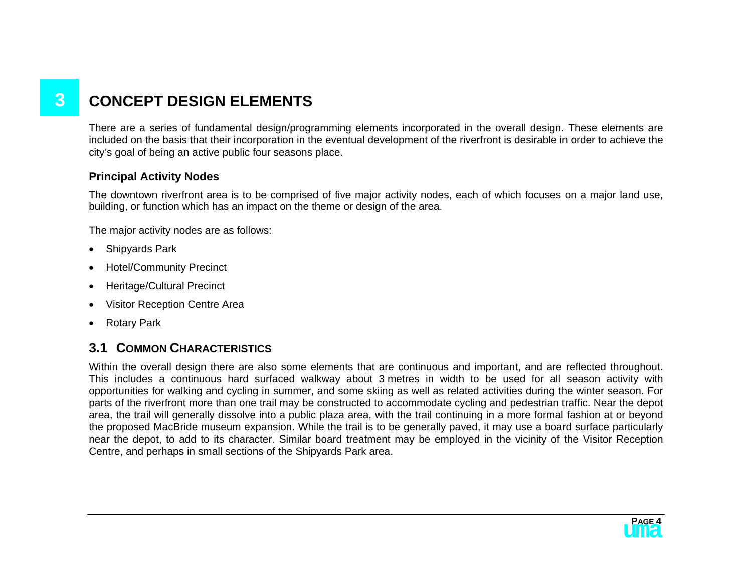# 3 CONCEPT DESIGN ELEMENTS

There are a series of fundamental design/programming elements incorporated in the overall design. These elements are included on the basis that their incorporation in the eventual development of the riverfront is desirable in order to achieve the city's goal of being an active public four seasons place.

### Principal Activity Nodes

The downtown riverfront area is to be comprised of five major activity nodes, each of which focuses on a major land use, building, or function which has an impact on the theme or design of the area.

The major activity nodes are as follows:

- Shipyards Park
- Hotel/Community Precinct
- Heritage/Cultural Precinct
- Visitor Reception Centre Area
- Rotary Park

## 3.1 COMMON CHARACTERISTICS

Within the overall design there are also some elements that are continuous and important, and are reflected throughout. This includes a continuous hard surfaced walkway about 3 metres in width to be used for all season activity with opportunities for walking and cycling in summer, and some skiing as well as related activities during the winter season. For parts of the riverfront more than one trail may be constructed to accommodate cycling and pedestrian traffic. Near the depot area, the trail will generally dissolve into a public plaza area, with the trail continuing in a more formal fashion at or beyond the proposed MacBride museum expansion. While the trail is to be generally paved, it may use a board surface particularly near the depot, to add to its character. Similar board treatment may be employed in the vicinity of the Visitor Reception Centre, and perhaps in small sections of the Shipyards Park area.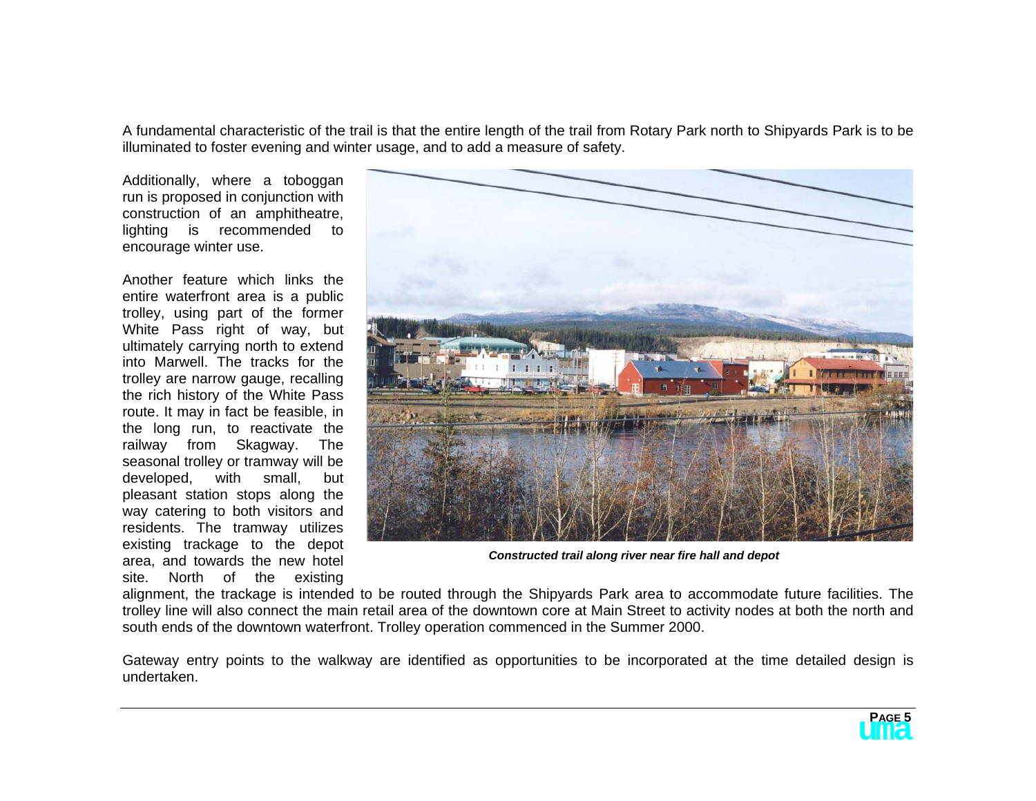A fundamental characteristic of the trail is that the entire length of the trail from Rotary Park north to Shipyards Park is to be illuminated to foster evening and winter usage, and to add a measure of safety.

Additionally, where a toboggan run is proposed in conjunction with construction of an amphitheatre, lighting is recommended to encourage winter use.

Another feature which links the entire waterfront area is a public trolley, using part of the former White Pass right of way, but ultimately carrying north to extend into Marwell. The tracks for the trolley are narrow gauge, recalling the rich history of the White Pass route. It may in fact be feasible, in the long run, to reactivate the railway from Skagway. The seasonal trolley or tramway will be developed, with small, but pleasant station stops along the way catering to both visitors and residents. The tramway utilizes existing trackage to the depot area, and towards the new hotel site. North of the existing alignment, the trackage is intended to be routed through the Shipyards Park area to accommodate future facilities. The trolley line will also connect the main retail area of the downtown core at Main Street to activity nodes at both the north and south ends of the downtown waterfront. Trolley operation commenced in the Summer 2000.

***Constructed trail along river near fire hall and depot***

Gateway entry points to the walkway are identified as opportunities to be incorporated at the time detailed design is undertaken.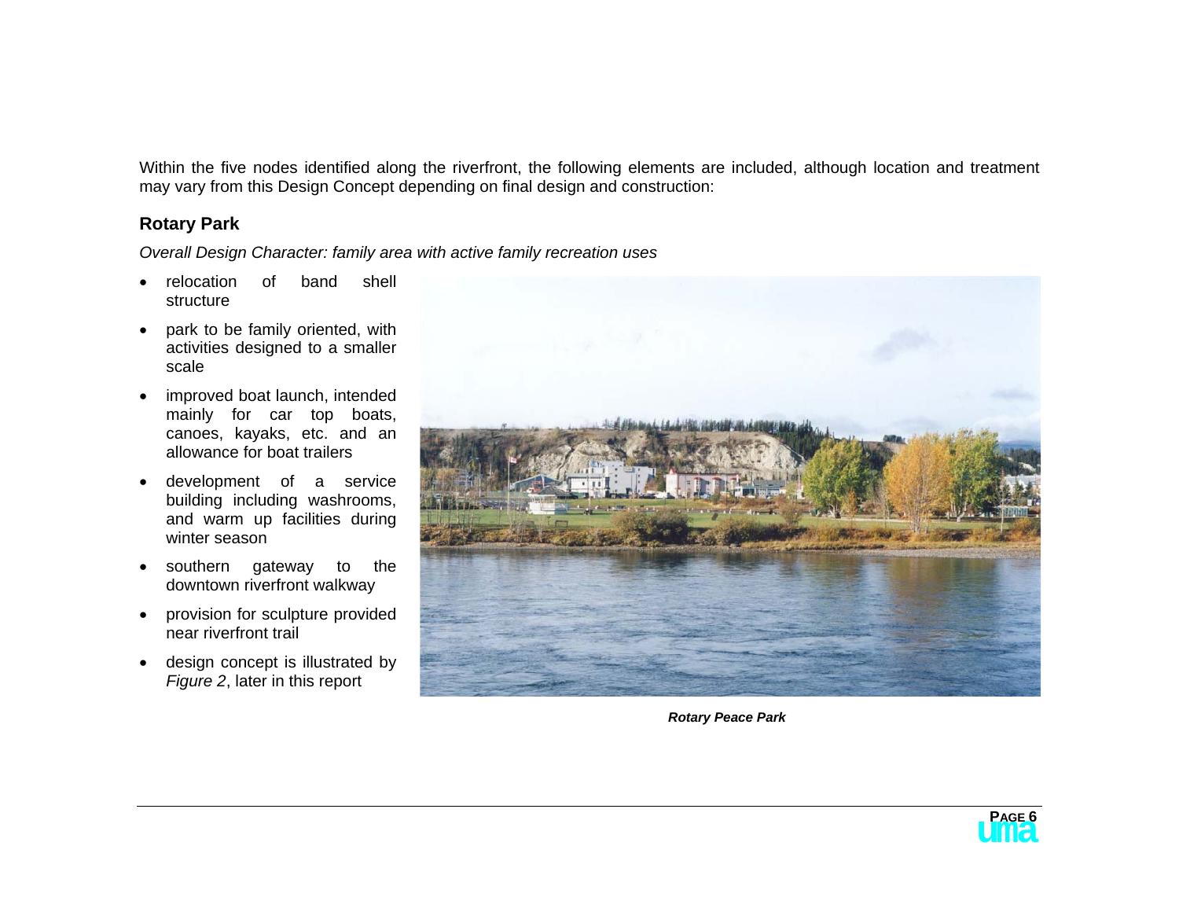Within the five nodes identified along the riverfront, the following elements are included, although location and treatment may vary from this Design Concept depending on final design and construction:

## Rotary Park

*Overall Design Character: family area with active family recreation uses*

- relocation of band shell structure
- park to be family oriented, with activities designed to a smaller scale
- improved boat launch, intended mainly for car top boats, canoes, kayaks, etc. and an allowance for boat trailers
- development of a service building including washrooms, and warm up facilities during winter season
- southern gateway to the downtown riverfront walkway
- provision for sculpture provided near riverfront trail
- design concept is illustrated by *Figure 2*, later in this report

***Rotary Peace Park***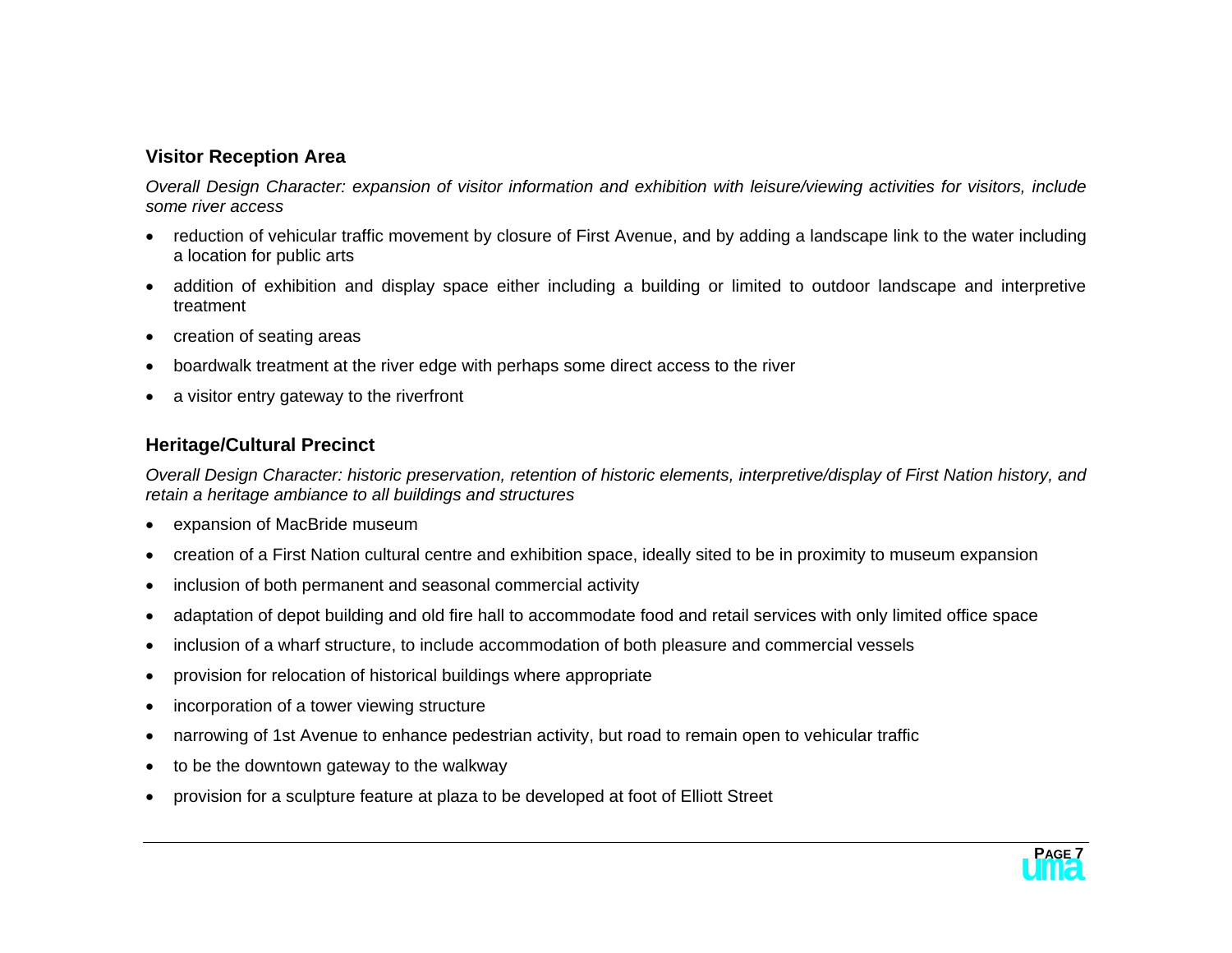### Visitor Reception Area

*Overall Design Character: expansion of visitor information and exhibition with leisure/viewing activities for visitors, include some river access*

- reduction of vehicular traffic movement by closure of First Avenue, and by adding a landscape link to the water including a location for public arts
- addition of exhibition and display space either including a building or limited to outdoor landscape and interpretive treatment
- creation of seating areas
- boardwalk treatment at the river edge with perhaps some direct access to the river
- a visitor entry gateway to the riverfront

### Heritage/Cultural Precinct

*Overall Design Character: historic preservation, retention of historic elements, interpretive/display of First Nation history, and retain a heritage ambiance to all buildings and structures*

- expansion of MacBride museum
- creation of a First Nation cultural centre and exhibition space, ideally sited to be in proximity to museum expansion
- inclusion of both permanent and seasonal commercial activity
- adaptation of depot building and old fire hall to accommodate food and retail services with only limited office space
- inclusion of a wharf structure, to include accommodation of both pleasure and commercial vessels
- provision for relocation of historical buildings where appropriate
- incorporation of a tower viewing structure
- narrowing of 1st Avenue to enhance pedestrian activity, but road to remain open to vehicular traffic
- to be the downtown gateway to the walkway
- provision for a sculpture feature at plaza to be developed at foot of Elliott Street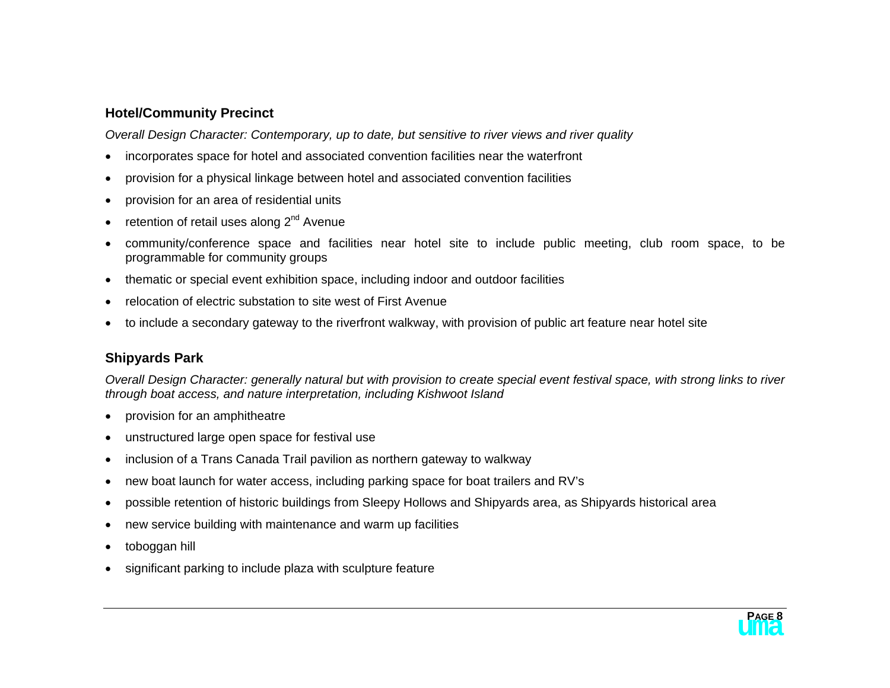### Hotel/Community Precinct

*Overall Design Character: Contemporary, up to date, but sensitive to river views and river quality*

- incorporates space for hotel and associated convention facilities near the waterfront
- provision for a physical linkage between hotel and associated convention facilities
- provision for an area of residential units
- retention of retail uses along 2nd Avenue
- community/conference space and facilities near hotel site to include public meeting, club room space, to be programmable for community groups
- thematic or special event exhibition space, including indoor and outdoor facilities
- relocation of electric substation to site west of First Avenue
- to include a secondary gateway to the riverfront walkway, with provision of public art feature near hotel site

### Shipyards Park

*Overall Design Character: generally natural but with provision to create special event festival space, with strong links to river through boat access, and nature interpretation, including Kishwoot Island*

- provision for an amphitheatre
- unstructured large open space for festival use
- inclusion of a Trans Canada Trail pavilion as northern gateway to walkway
- new boat launch for water access, including parking space for boat trailers and RV's
- possible retention of historic buildings from Sleepy Hollows and Shipyards area, as Shipyards historical area
- new service building with maintenance and warm up facilities
- toboggan hill
- significant parking to include plaza with sculpture feature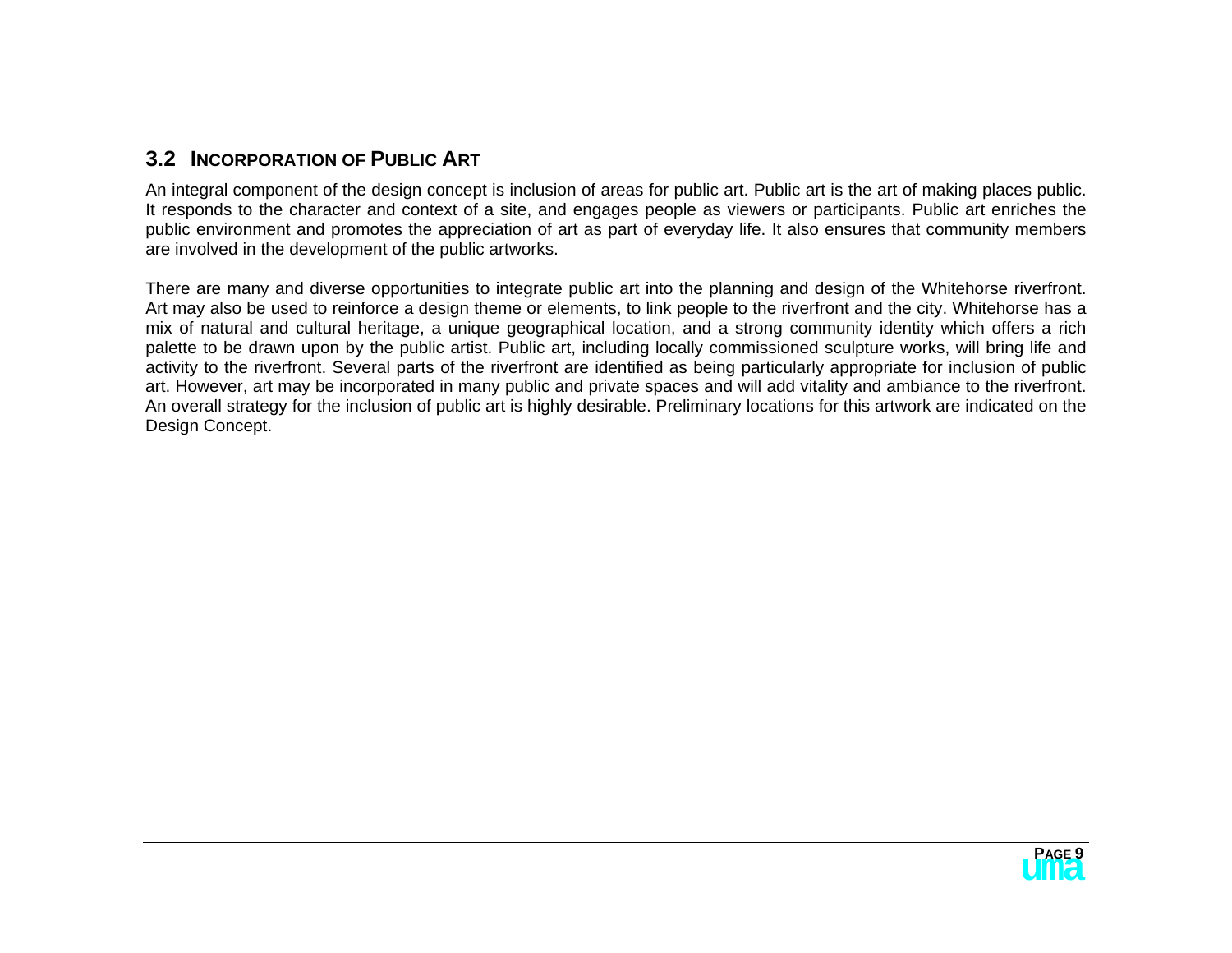## 3.2 INCORPORATION OF PUBLIC ART

An integral component of the design concept is inclusion of areas for public art. Public art is the art of making places public. It responds to the character and context of a site, and engages people as viewers or participants. Public art enriches the public environment and promotes the appreciation of art as part of everyday life. It also ensures that community members are involved in the development of the public artworks.

There are many and diverse opportunities to integrate public art into the planning and design of the Whitehorse riverfront. Art may also be used to reinforce a design theme or elements, to link people to the riverfront and the city. Whitehorse has a mix of natural and cultural heritage, a unique geographical location, and a strong community identity which offers a rich palette to be drawn upon by the public artist. Public art, including locally commissioned sculpture works, will bring life and activity to the riverfront. Several parts of the riverfront are identified as being particularly appropriate for inclusion of public art. However, art may be incorporated in many public and private spaces and will add vitality and ambiance to the riverfront. An overall strategy for the inclusion of public art is highly desirable. Preliminary locations for this artwork are indicated on the Design Concept.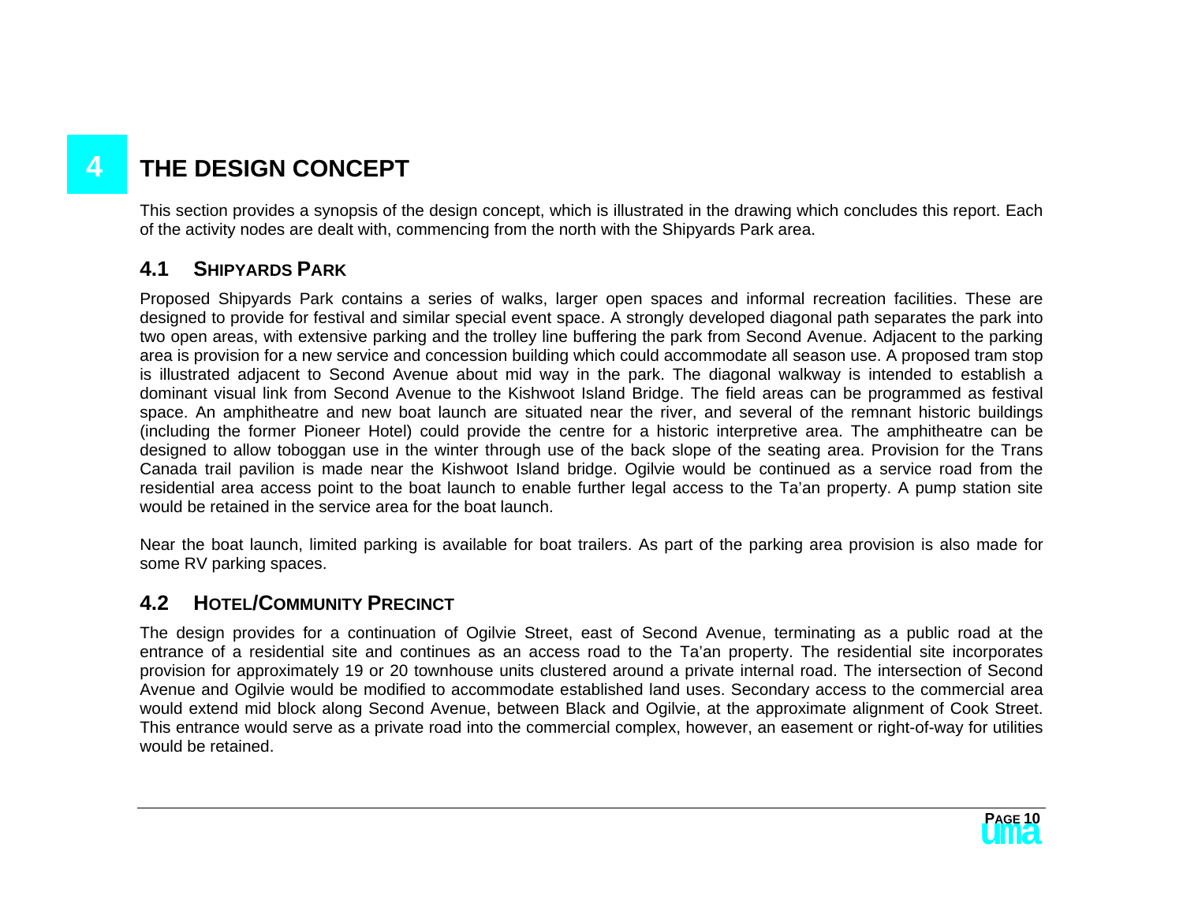# 4 THE DESIGN CONCEPT

This section provides a synopsis of the design concept, which is illustrated in the drawing which concludes this report. Each of the activity nodes are dealt with, commencing from the north with the Shipyards Park area.

## 4.1 SHIPYARDS PARK

Proposed Shipyards Park contains a series of walks, larger open spaces and informal recreation facilities. These are designed to provide for festival and similar special event space. A strongly developed diagonal path separates the park into two open areas, with extensive parking and the trolley line buffering the park from Second Avenue. Adjacent to the parking area is provision for a new service and concession building which could accommodate all season use. A proposed tram stop is illustrated adjacent to Second Avenue about mid way in the park. The diagonal walkway is intended to establish a dominant visual link from Second Avenue to the Kishwoot Island Bridge. The field areas can be programmed as festival space. An amphitheatre and new boat launch are situated near the river, and several of the remnant historic buildings (including the former Pioneer Hotel) could provide the centre for a historic interpretive area. The amphitheatre can be designed to allow toboggan use in the winter through use of the back slope of the seating area. Provision for the Trans Canada trail pavilion is made near the Kishwoot Island bridge. Ogilvie would be continued as a service road from the residential area access point to the boat launch to enable further legal access to the Ta'an property. A pump station site would be retained in the service area for the boat launch.

Near the boat launch, limited parking is available for boat trailers. As part of the parking area provision is also made for some RV parking spaces.

## 4.2 HOTEL/COMMUNITY PRECINCT

The design provides for a continuation of Ogilvie Street, east of Second Avenue, terminating as a public road at the entrance of a residential site and continues as an access road to the Ta'an property. The residential site incorporates provision for approximately 19 or 20 townhouse units clustered around a private internal road. The intersection of Second Avenue and Ogilvie would be modified to accommodate established land uses. Secondary access to the commercial area would extend mid block along Second Avenue, between Black and Ogilvie, at the approximate alignment of Cook Street. This entrance would serve as a private road into the commercial complex, however, an easement or right-of-way for utilities would be retained.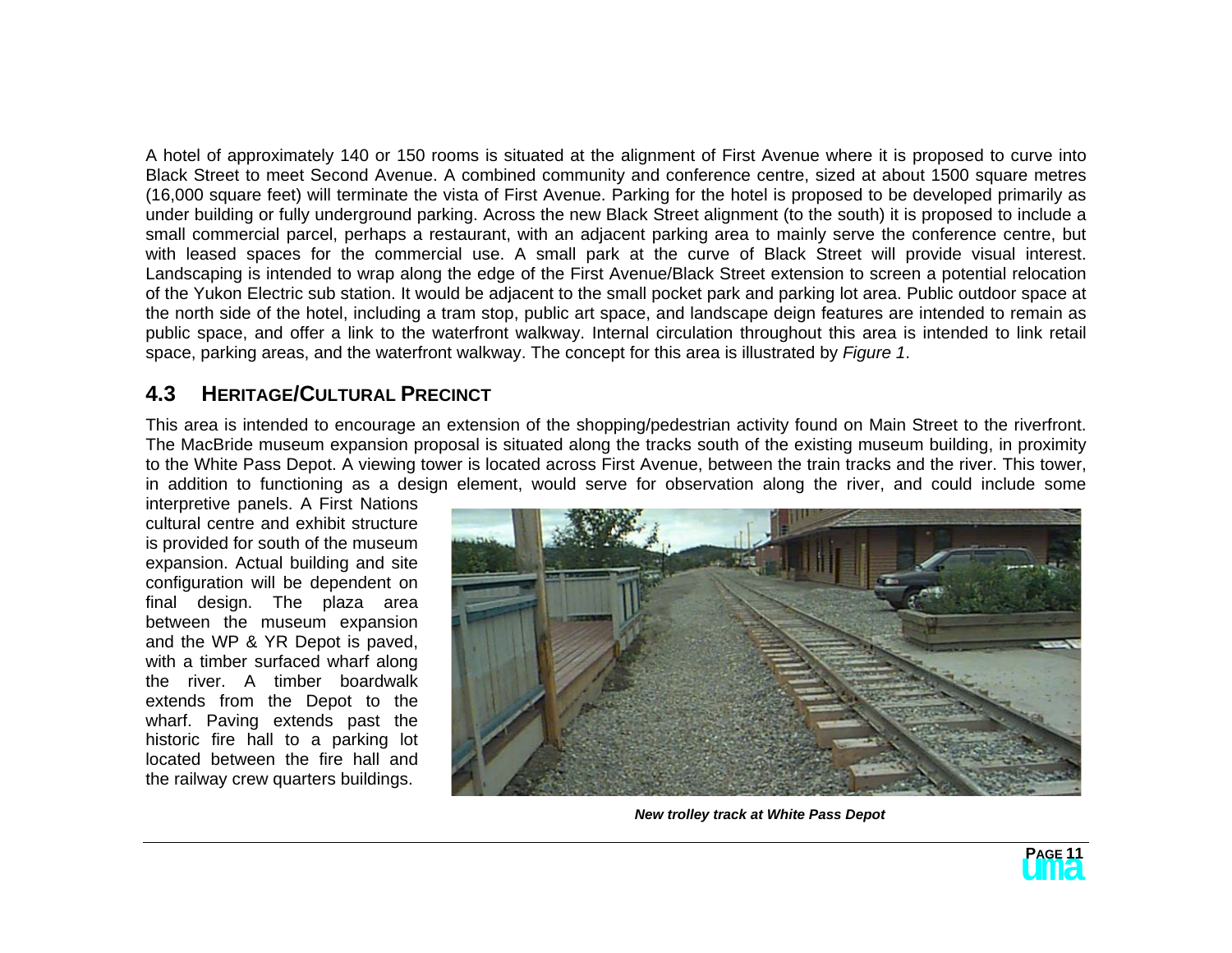A hotel of approximately 140 or 150 rooms is situated at the alignment of First Avenue where it is proposed to curve into Black Street to meet Second Avenue. A combined community and conference centre, sized at about 1500 square metres (16,000 square feet) will terminate the vista of First Avenue. Parking for the hotel is proposed to be developed primarily as under building or fully underground parking. Across the new Black Street alignment (to the south) it is proposed to include a small commercial parcel, perhaps a restaurant, with an adjacent parking area to mainly serve the conference centre, but with leased spaces for the commercial use. A small park at the curve of Black Street will provide visual interest. Landscaping is intended to wrap along the edge of the First Avenue/Black Street extension to screen a potential relocation of the Yukon Electric sub station. It would be adjacent to the small pocket park and parking lot area. Public outdoor space at the north side of the hotel, including a tram stop, public art space, and landscape deign features are intended to remain as public space, and offer a link to the waterfront walkway. Internal circulation throughout this area is intended to link retail space, parking areas, and the waterfront walkway. The concept for this area is illustrated by *Figure 1*.

## 4.3 HERITAGE/CULTURAL PRECINCT

This area is intended to encourage an extension of the shopping/pedestrian activity found on Main Street to the riverfront. The MacBride museum expansion proposal is situated along the tracks south of the existing museum building, in proximity to the White Pass Depot. A viewing tower is located across First Avenue, between the train tracks and the river. This tower, in addition to functioning as a design element, would serve for observation along the river, and could include some interpretive panels. A First Nations cultural centre and exhibit structure is provided for south of the museum expansion. Actual building and site configuration will be dependent on final design. The plaza area between the museum expansion and the WP & YR Depot is paved, with a timber surfaced wharf along the river. A timber boardwalk extends from the Depot to the wharf. Paving extends past the historic fire hall to a parking lot located between the fire hall and the railway crew quarters buildings.

***New trolley track at White Pass Depot***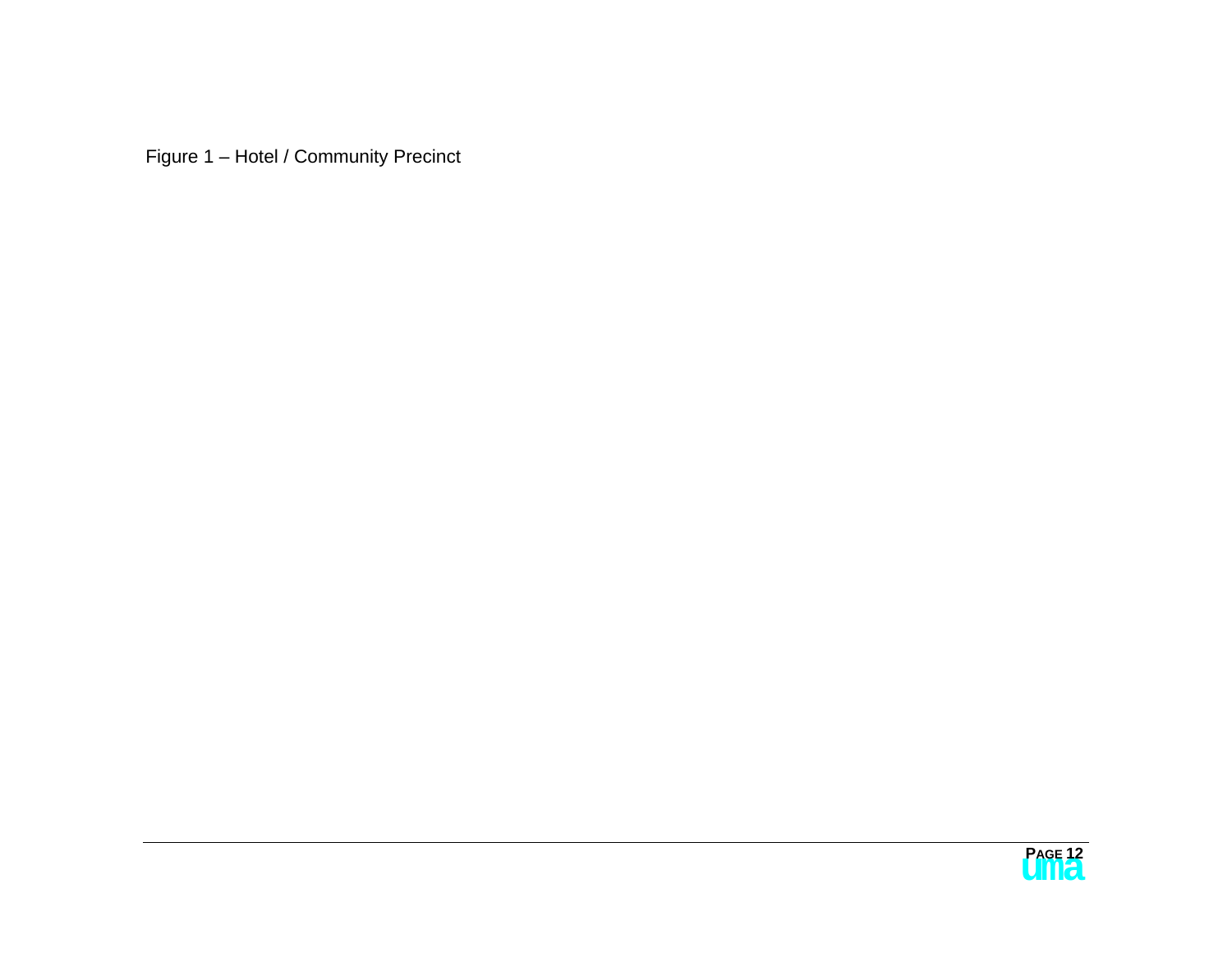Figure 1 – Hotel / Community Precinct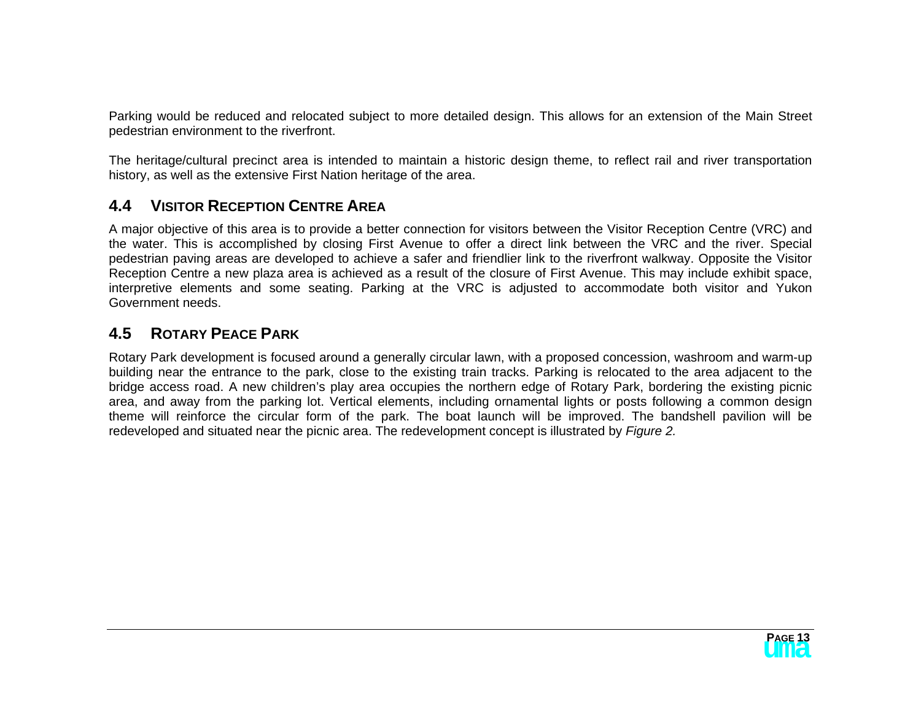Parking would be reduced and relocated subject to more detailed design. This allows for an extension of the Main Street pedestrian environment to the riverfront.

The heritage/cultural precinct area is intended to maintain a historic design theme, to reflect rail and river transportation history, as well as the extensive First Nation heritage of the area.

## 4.4 VISITOR RECEPTION CENTRE AREA

A major objective of this area is to provide a better connection for visitors between the Visitor Reception Centre (VRC) and the water. This is accomplished by closing First Avenue to offer a direct link between the VRC and the river. Special pedestrian paving areas are developed to achieve a safer and friendlier link to the riverfront walkway. Opposite the Visitor Reception Centre a new plaza area is achieved as a result of the closure of First Avenue. This may include exhibit space, interpretive elements and some seating. Parking at the VRC is adjusted to accommodate both visitor and Yukon Government needs.

## 4.5 ROTARY PEACE PARK

Rotary Park development is focused around a generally circular lawn, with a proposed concession, washroom and warm-up building near the entrance to the park, close to the existing train tracks. Parking is relocated to the area adjacent to the bridge access road. A new children's play area occupies the northern edge of Rotary Park, bordering the existing picnic area, and away from the parking lot. Vertical elements, including ornamental lights or posts following a common design theme will reinforce the circular form of the park. The boat launch will be improved. The bandshell pavilion will be redeveloped and situated near the picnic area. The redevelopment concept is illustrated by *Figure 2.*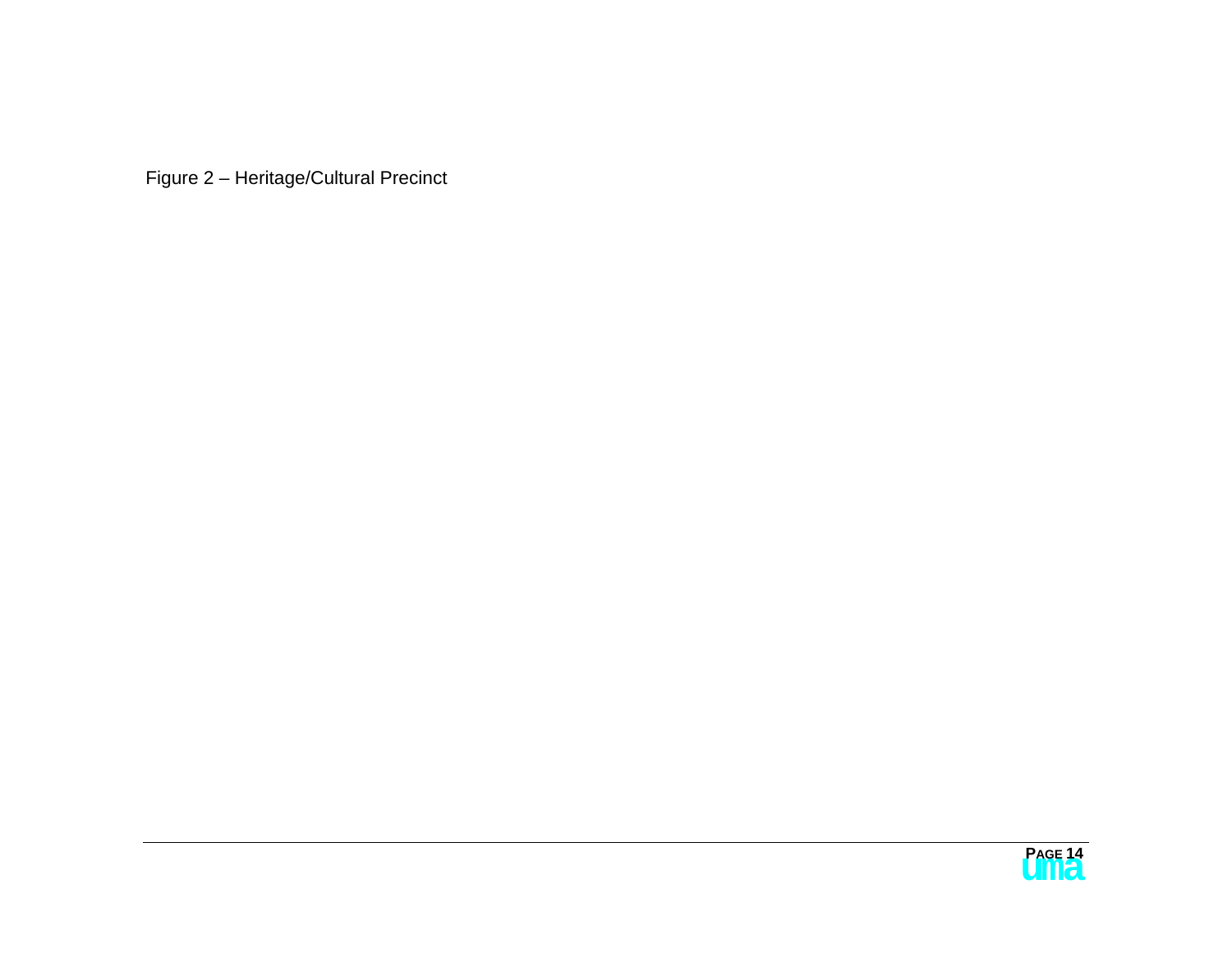Figure 2 – Heritage/Cultural Precinct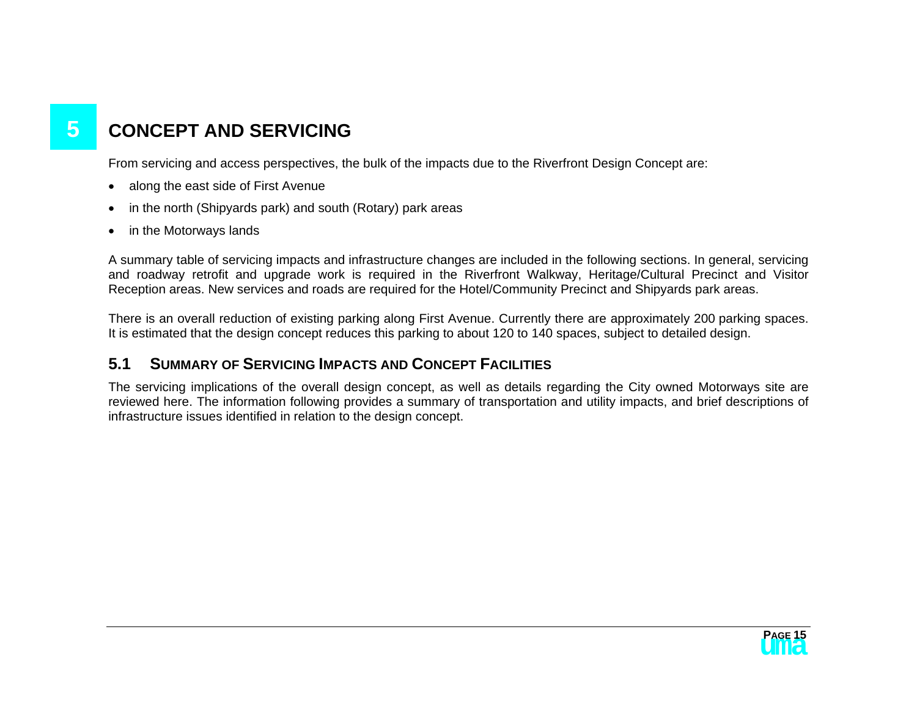# 5 CONCEPT AND SERVICING

From servicing and access perspectives, the bulk of the impacts due to the Riverfront Design Concept are:

- along the east side of First Avenue
- in the north (Shipyards park) and south (Rotary) park areas
- in the Motorways lands

A summary table of servicing impacts and infrastructure changes are included in the following sections. In general, servicing and roadway retrofit and upgrade work is required in the Riverfront Walkway, Heritage/Cultural Precinct and Visitor Reception areas. New services and roads are required for the Hotel/Community Precinct and Shipyards park areas.

There is an overall reduction of existing parking along First Avenue. Currently there are approximately 200 parking spaces. It is estimated that the design concept reduces this parking to about 120 to 140 spaces, subject to detailed design.

## 5.1 SUMMARY OF SERVICING IMPACTS AND CONCEPT FACILITIES

The servicing implications of the overall design concept, as well as details regarding the City owned Motorways site are reviewed here. The information following provides a summary of transportation and utility impacts, and brief descriptions of infrastructure issues identified in relation to the design concept.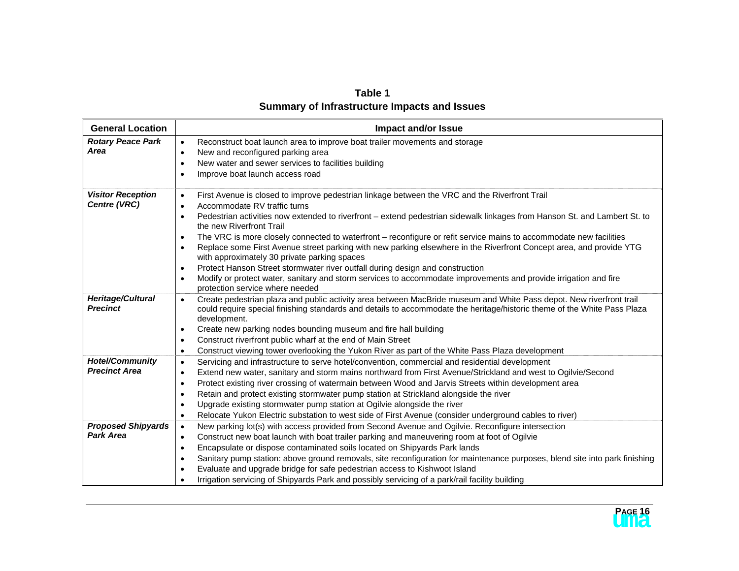**Table 1**
**Summary of Infrastructure Impacts and Issues**

| General Location | Impact and/or Issue |
| --- | --- |
| ***Rotary Peace Park Area*** | • Reconstruct boat launch area to improve boat trailer movements and storage<br>• New and reconfigured parking area<br>• New water and sewer services to facilities building<br>• Improve boat launch access road |
| ***Visitor Reception Centre (VRC)*** | • First Avenue is closed to improve pedestrian linkage between the VRC and the Riverfront Trail<br>• Accommodate RV traffic turns<br>• Pedestrian activities now extended to riverfront – extend pedestrian sidewalk linkages from Hanson St. and Lambert St. to the new Riverfront Trail<br>• The VRC is more closely connected to waterfront – reconfigure or refit service mains to accommodate new facilities<br>• Replace some First Avenue street parking with new parking elsewhere in the Riverfront Concept area, and provide YTG with approximately 30 private parking spaces<br>• Protect Hanson Street stormwater river outfall during design and construction<br>• Modify or protect water, sanitary and storm services to accommodate improvements and provide irrigation and fire protection service where needed |
| ***Heritage/Cultural Precinct*** | • Create pedestrian plaza and public activity area between MacBride museum and White Pass depot. New riverfront trail could require special finishing standards and details to accommodate the heritage/historic theme of the White Pass Plaza development.<br>• Create new parking nodes bounding museum and fire hall building<br>• Construct riverfront public wharf at the end of Main Street<br>• Construct viewing tower overlooking the Yukon River as part of the White Pass Plaza development |
| ***Hotel/Community Precinct Area*** | • Servicing and infrastructure to serve hotel/convention, commercial and residential development<br>• Extend new water, sanitary and storm mains northward from First Avenue/Strickland and west to Ogilvie/Second<br>• Protect existing river crossing of watermain between Wood and Jarvis Streets within development area<br>• Retain and protect existing stormwater pump station at Strickland alongside the river<br>• Upgrade existing stormwater pump station at Ogilvie alongside the river<br>• Relocate Yukon Electric substation to west side of First Avenue (consider underground cables to river) |
| ***Proposed Shipyards Park Area*** | • New parking lot(s) with access provided from Second Avenue and Ogilvie. Reconfigure intersection<br>• Construct new boat launch with boat trailer parking and maneuvering room at foot of Ogilvie<br>• Encapsulate or dispose contaminated soils located on Shipyards Park lands<br>• Sanitary pump station: above ground removals, site reconfiguration for maintenance purposes, blend site into park finishing<br>• Evaluate and upgrade bridge for safe pedestrian access to Kishwoot Island<br>• Irrigation servicing of Shipyards Park and possibly servicing of a park/rail facility building |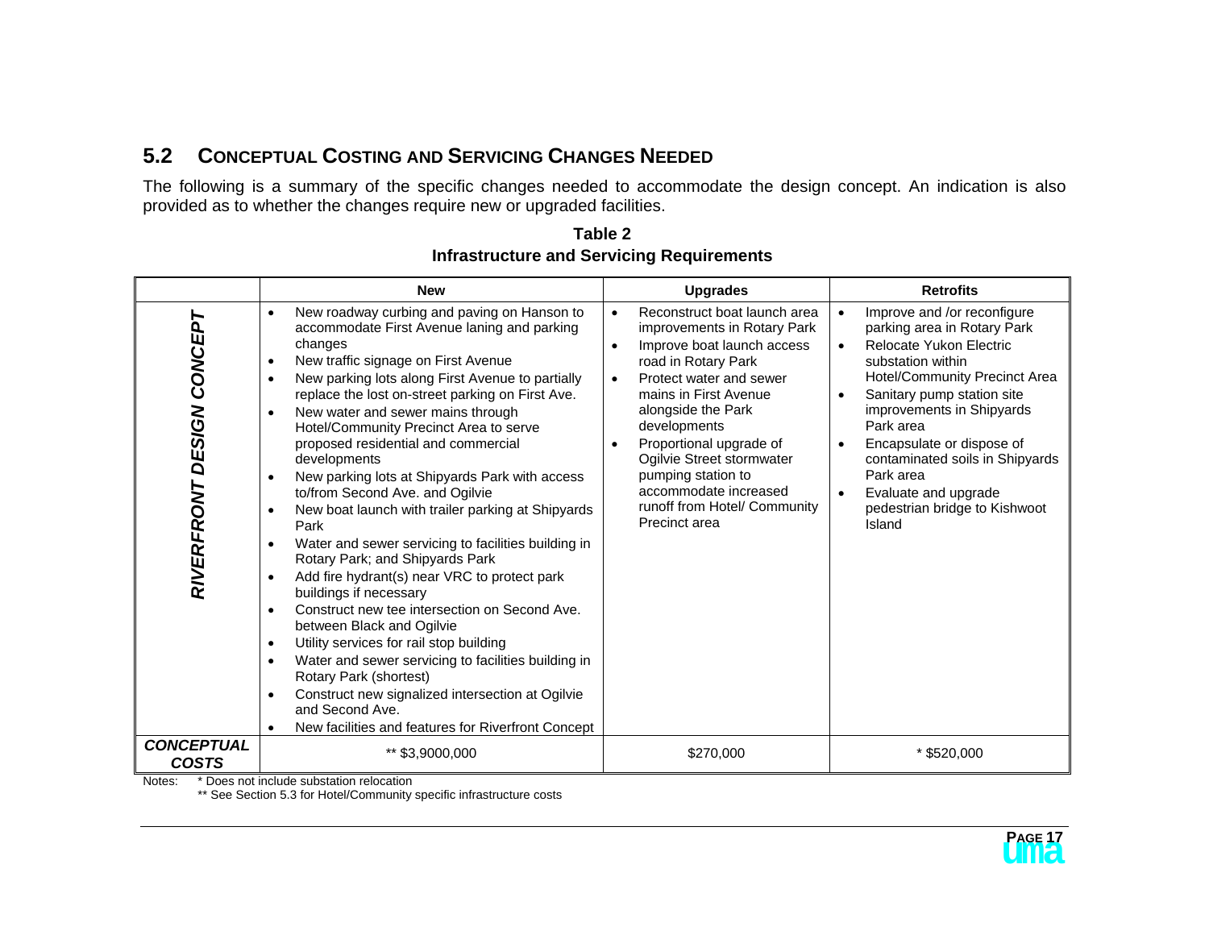## 5.2 CONCEPTUAL COSTING AND SERVICING CHANGES NEEDED

The following is a summary of the specific changes needed to accommodate the design concept. An indication is also provided as to whether the changes require new or upgraded facilities.

**Table 2**
**Infrastructure and Servicing Requirements**

| | New | Upgrades | Retrofits |
|---|---|---|---|
| ***RIVERFRONT DESIGN CONCEPT*** | • New roadway curbing and paving on Hanson to accommodate First Avenue laning and parking changes<br>• New traffic signage on First Avenue<br>• New parking lots along First Avenue to partially replace the lost on-street parking on First Ave.<br>• New water and sewer mains through Hotel/Community Precinct Area to serve proposed residential and commercial developments<br>• New parking lots at Shipyards Park with access to/from Second Ave. and Ogilvie<br>• New boat launch with trailer parking at Shipyards Park<br>• Water and sewer servicing to facilities building in Rotary Park; and Shipyards Park<br>• Add fire hydrant(s) near VRC to protect park buildings if necessary<br>• Construct new tee intersection on Second Ave. between Black and Ogilvie<br>• Utility services for rail stop building<br>• Water and sewer servicing to facilities building in Rotary Park (shortest)<br>• Construct new signalized intersection at Ogilvie and Second Ave.<br>• New facilities and features for Riverfront Concept | • Reconstruct boat launch area improvements in Rotary Park<br>• Improve boat launch access road in Rotary Park<br>• Protect water and sewer mains in First Avenue alongside the Park developments<br>• Proportional upgrade of Ogilvie Street stormwater pumping station to accommodate increased runoff from Hotel/ Community Precinct area | • Improve and /or reconfigure parking area in Rotary Park<br>• Relocate Yukon Electric substation within Hotel/Community Precinct Area<br>• Sanitary pump station site improvements in Shipyards Park area<br>• Encapsulate or dispose of contaminated soils in Shipyards Park area<br>• Evaluate and upgrade pedestrian bridge to Kishwoot Island |
| ***CONCEPTUAL COSTS*** | ** $3,9000,000 | $270,000 | * $520,000 |

Notes: * Does not include substation relocation
** See Section 5.3 for Hotel/Community specific infrastructure costs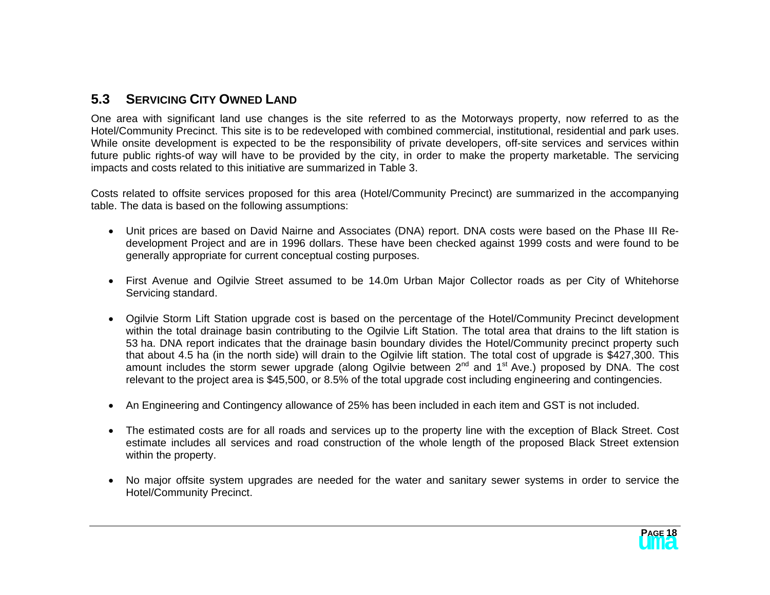## 5.3 SERVICING CITY OWNED LAND

One area with significant land use changes is the site referred to as the Motorways property, now referred to as the Hotel/Community Precinct. This site is to be redeveloped with combined commercial, institutional, residential and park uses. While onsite development is expected to be the responsibility of private developers, off-site services and services within future public rights-of way will have to be provided by the city, in order to make the property marketable. The servicing impacts and costs related to this initiative are summarized in Table 3.

Costs related to offsite services proposed for this area (Hotel/Community Precinct) are summarized in the accompanying table. The data is based on the following assumptions:

- Unit prices are based on David Nairne and Associates (DNA) report. DNA costs were based on the Phase III Re-development Project and are in 1996 dollars. These have been checked against 1999 costs and were found to be generally appropriate for current conceptual costing purposes.
- First Avenue and Ogilvie Street assumed to be 14.0m Urban Major Collector roads as per City of Whitehorse Servicing standard.
- Ogilvie Storm Lift Station upgrade cost is based on the percentage of the Hotel/Community Precinct development within the total drainage basin contributing to the Ogilvie Lift Station. The total area that drains to the lift station is 53 ha. DNA report indicates that the drainage basin boundary divides the Hotel/Community precinct property such that about 4.5 ha (in the north side) will drain to the Ogilvie lift station. The total cost of upgrade is $427,300. This amount includes the storm sewer upgrade (along Ogilvie between 2nd and 1st Ave.) proposed by DNA. The cost relevant to the project area is $45,500, or 8.5% of the total upgrade cost including engineering and contingencies.
- An Engineering and Contingency allowance of 25% has been included in each item and GST is not included.
- The estimated costs are for all roads and services up to the property line with the exception of Black Street. Cost estimate includes all services and road construction of the whole length of the proposed Black Street extension within the property.
- No major offsite system upgrades are needed for the water and sanitary sewer systems in order to service the Hotel/Community Precinct.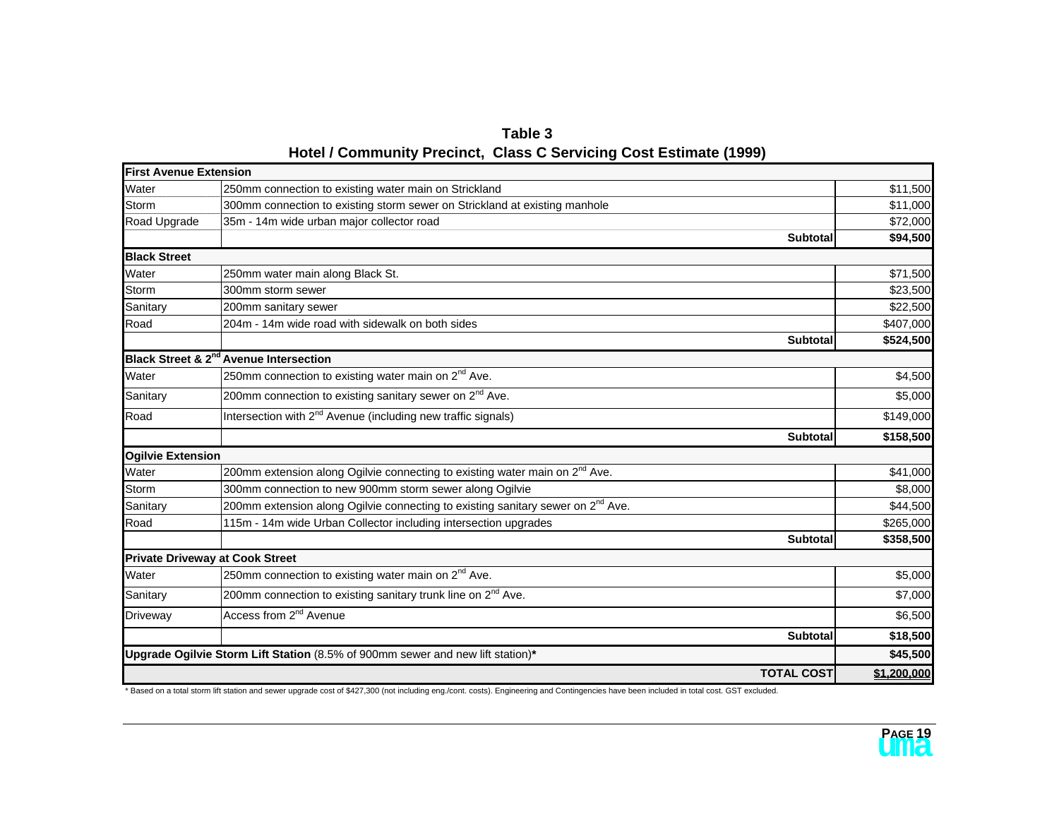**Table 3**
**Hotel / Community Precinct, Class C Servicing Cost Estimate (1999)**

| Item | Description | Cost |
|---|---|---|
| **First Avenue Extension** | | |
| Water | 250mm connection to existing water main on Strickland | $11,500 |
| Storm | 300mm connection to existing storm sewer on Strickland at existing manhole | $11,000 |
| Road Upgrade | 35m - 14m wide urban major collector road | $72,000 |
| | **Subtotal** | **$94,500** |
| **Black Street** | | |
| Water | 250mm water main along Black St. | $71,500 |
| Storm | 300mm storm sewer | $23,500 |
| Sanitary | 200mm sanitary sewer | $22,500 |
| Road | 204m - 14m wide road with sidewalk on both sides | $407,000 |
| | **Subtotal** | **$524,500** |
| **Black Street & 2nd Avenue Intersection** | | |
| Water | 250mm connection to existing water main on 2nd Ave. | $4,500 |
| Sanitary | 200mm connection to existing sanitary sewer on 2nd Ave. | $5,000 |
| Road | Intersection with 2nd Avenue (including new traffic signals) | $149,000 |
| | **Subtotal** | **$158,500** |
| **Ogilvie Extension** | | |
| Water | 200mm extension along Ogilvie connecting to existing water main on 2nd Ave. | $41,000 |
| Storm | 300mm connection to new 900mm storm sewer along Ogilvie | $8,000 |
| Sanitary | 200mm extension along Ogilvie connecting to existing sanitary sewer on 2nd Ave. | $44,500 |
| Road | 115m - 14m wide Urban Collector including intersection upgrades | $265,000 |
| | **Subtotal** | **$358,500** |
| **Private Driveway at Cook Street** | | |
| Water | 250mm connection to existing water main on 2nd Ave. | $5,000 |
| Sanitary | 200mm connection to existing sanitary trunk line on 2nd Ave. | $7,000 |
| Driveway | Access from 2nd Avenue | $6,500 |
| | **Subtotal** | **$18,500** |
| **Upgrade Ogilvie Storm Lift Station** (8.5% of 900mm sewer and new lift station)* | | **$45,500** |
| | **TOTAL COST** | **$1,200,000** |

* Based on a total storm lift station and sewer upgrade cost of $427,300 (not including eng./cont. costs). Engineering and Contingencies have been included in total cost. GST excluded.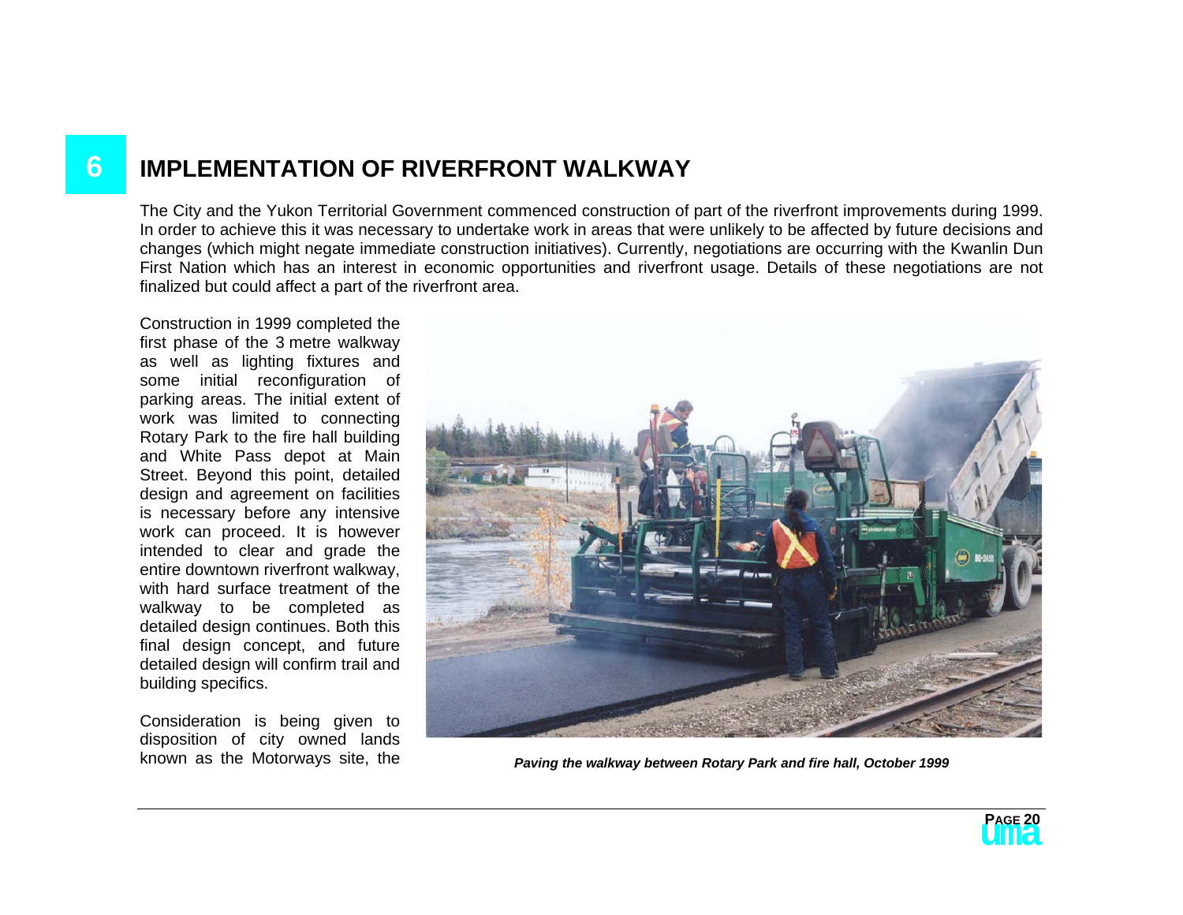# 6 IMPLEMENTATION OF RIVERFRONT WALKWAY

The City and the Yukon Territorial Government commenced construction of part of the riverfront improvements during 1999. In order to achieve this it was necessary to undertake work in areas that were unlikely to be affected by future decisions and changes (which might negate immediate construction initiatives). Currently, negotiations are occurring with the Kwanlin Dun First Nation which has an interest in economic opportunities and riverfront usage. Details of these negotiations are not finalized but could affect a part of the riverfront area.

Construction in 1999 completed the first phase of the 3 metre walkway as well as lighting fixtures and some initial reconfiguration of parking areas. The initial extent of work was limited to connecting Rotary Park to the fire hall building and White Pass depot at Main Street. Beyond this point, detailed design and agreement on facilities is necessary before any intensive work can proceed. It is however intended to clear and grade the entire downtown riverfront walkway, with hard surface treatment of the walkway to be completed as detailed design continues. Both this final design concept, and future detailed design will confirm trail and building specifics.

Consideration is being given to disposition of city owned lands known as the Motorways site, the

***Paving the walkway between Rotary Park and fire hall, October 1999***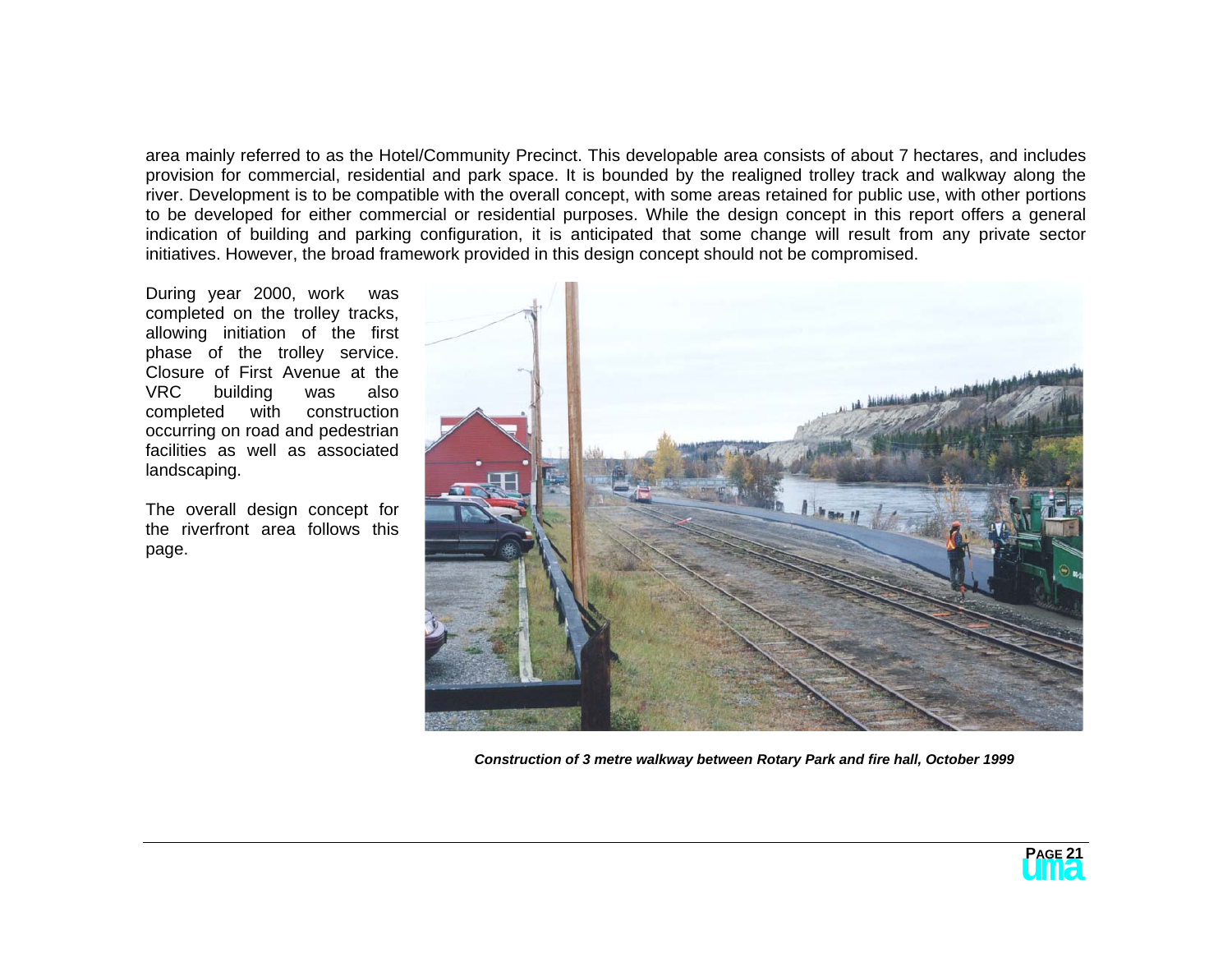area mainly referred to as the Hotel/Community Precinct. This developable area consists of about 7 hectares, and includes provision for commercial, residential and park space. It is bounded by the realigned trolley track and walkway along the river. Development is to be compatible with the overall concept, with some areas retained for public use, with other portions to be developed for either commercial or residential purposes. While the design concept in this report offers a general indication of building and parking configuration, it is anticipated that some change will result from any private sector initiatives. However, the broad framework provided in this design concept should not be compromised.

During year 2000, work was completed on the trolley tracks, allowing initiation of the first phase of the trolley service. Closure of First Avenue at the VRC building was also completed with construction occurring on road and pedestrian facilities as well as associated landscaping.

The overall design concept for the riverfront area follows this page.

***Construction of 3 metre walkway between Rotary Park and fire hall, October 1999***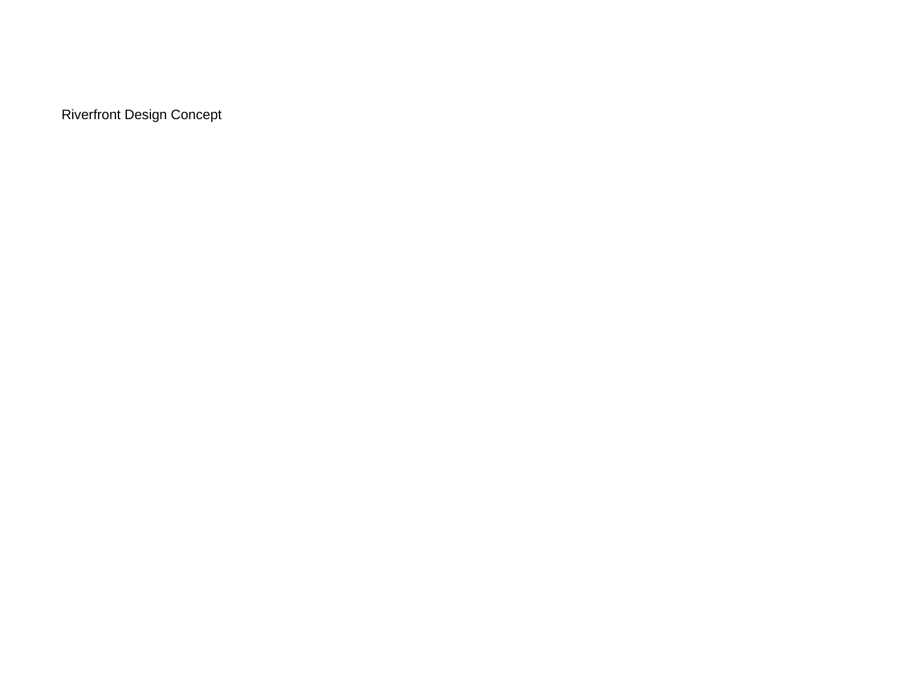Riverfront Design Concept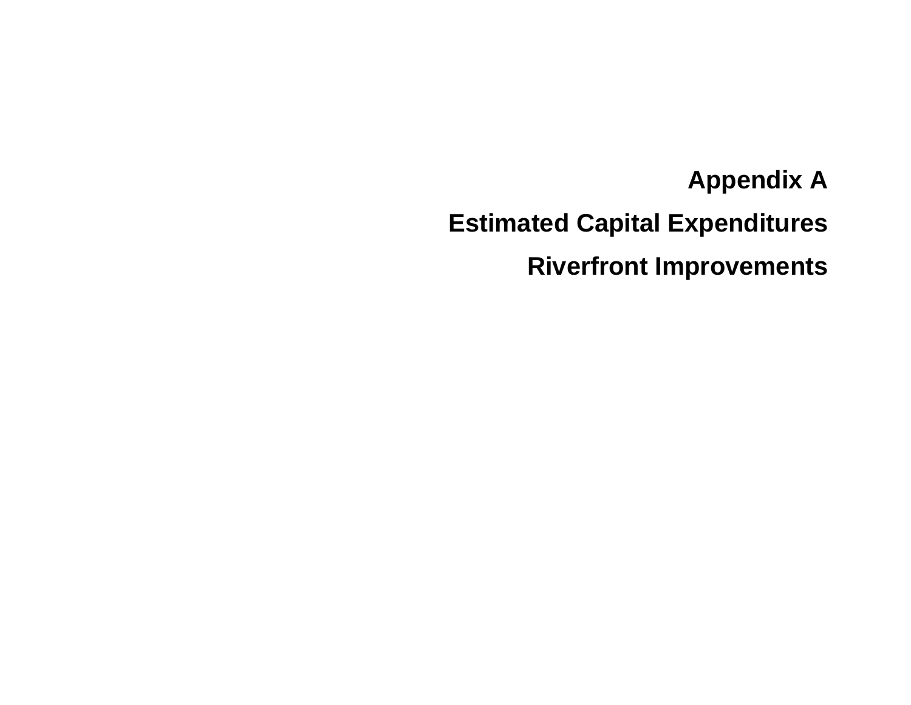# Appendix A

## Estimated Capital Expenditures

## Riverfront Improvements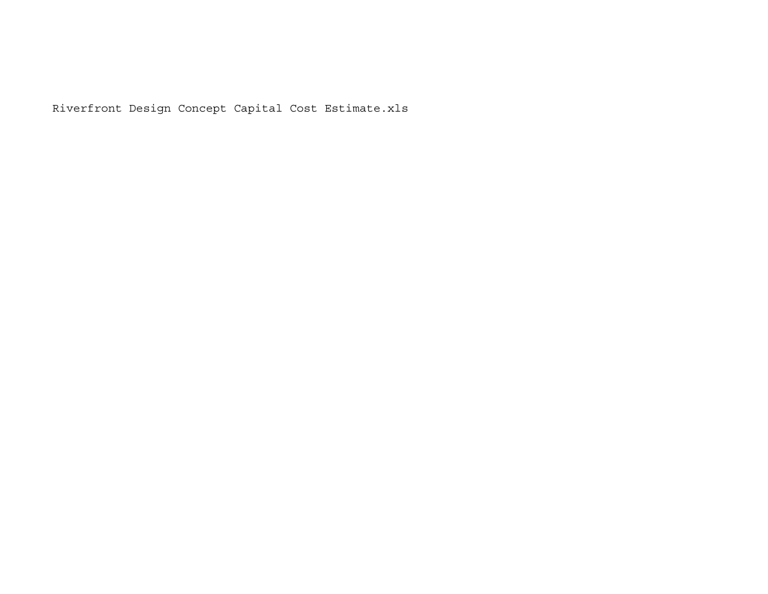Riverfront Design Concept Capital Cost Estimate.xls